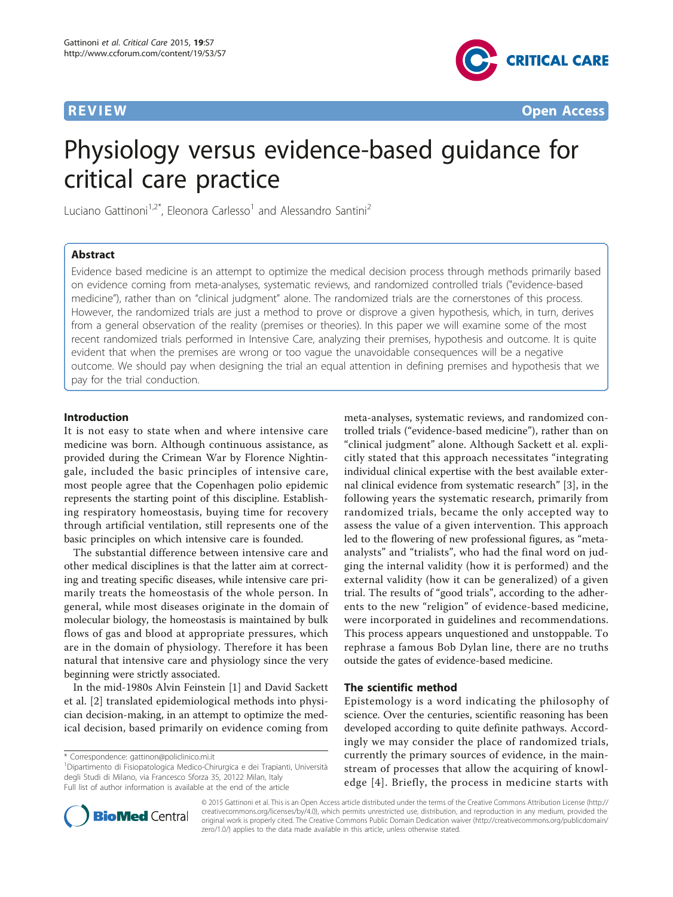REVIEW Open Access

# Physiology versus evidence-based guidance for critical care practice

Luciano Gattinoni[1,2*], Eleonora Carlesso[1] and Alessandro Santini[2]

## Abstract

Evidence based medicine is an attempt to optimize the medical decision process through methods primarily based on evidence coming from meta-analyses, systematic reviews, and randomized controlled trials ("evidence-based medicine"), rather than on "clinical judgment" alone. The randomized trials are the cornerstones of this process. However, the randomized trials are just a method to prove or disprove a given hypothesis, which, in turn, derives from a general observation of the reality (premises or theories). In this paper we will examine some of the most recent randomized trials performed in Intensive Care, analyzing their premises, hypothesis and outcome. It is quite evident that when the premises are wrong or too vague the unavoidable consequences will be a negative outcome. We should pay when designing the trial an equal attention in defining premises and hypothesis that we pay for the trial conduction.

## Introduction

It is not easy to state when and where intensive care medicine was born. Although continuous assistance, as provided during the Crimean War by Florence Nightingale, included the basic principles of intensive care, most people agree that the Copenhagen polio epidemic represents the starting point of this discipline. Establishing respiratory homeostasis, buying time for recovery through artificial ventilation, still represents one of the basic principles on which intensive care is founded.

The substantial difference between intensive care and other medical disciplines is that the latter aim at correcting and treating specific diseases, while intensive care primarily treats the homeostasis of the whole person. In general, while most diseases originate in the domain of molecular biology, the homeostasis is maintained by bulk flows of gas and blood at appropriate pressures, which are in the domain of physiology. Therefore it has been natural that intensive care and physiology since the very beginning were strictly associated.

In the mid-1980s Alvin Feinstein [1] and David Sackett et al. [2] translated epidemiological methods into physician decision-making, in an attempt to optimize the medical decision, based primarily on evidence coming from meta-analyses, systematic reviews, and randomized controlled trials ("evidence-based medicine"), rather than on "clinical judgment" alone. Although Sackett et al. explicitly stated that this approach necessitates "integrating individual clinical expertise with the best available external clinical evidence from systematic research" [3], in the following years the systematic research, primarily from randomized trials, became the only accepted way to assess the value of a given intervention. This approach led to the flowering of new professional figures, as "meta-analysts" and "trialists", who had the final word on judging the internal validity (how it is performed) and the external validity (how it can be generalized) of a given trial. The results of "good trials", according to the adherents to the new "religion" of evidence-based medicine, were incorporated in guidelines and recommendations. This process appears unquestioned and unstoppable. To rephrase a famous Bob Dylan line, there are no truths outside the gates of evidence-based medicine.

## The scientific method

Epistemology is a word indicating the philosophy of science. Over the centuries, scientific reasoning has been developed according to quite definite pathways. Accordingly we may consider the place of randomized trials, currently the primary sources of evidence, in the mainstream of processes that allow the acquiring of knowledge [4]. Briefly, the process in medicine starts with

\* Correspondence: gattinon@policlinico.mi.it
[1]Dipartimento di Fisiopatologica Medico-Chirurgica e dei Trapianti, Università degli Studi di Milano, via Francesco Sforza 35, 20122 Milan, Italy
Full list of author information is available at the end of the article

© 2015 Gattinoni et al. This is an Open Access article distributed under the terms of the Creative Commons Attribution License (http://creativecommons.org/licenses/by/4.0), which permits unrestricted use, distribution, and reproduction in any medium, provided the original work is properly cited. The Creative Commons Public Domain Dedication waiver (http://creativecommons.org/publicdomain/zero/1.0/) applies to the data made available in this article, unless otherwise stated.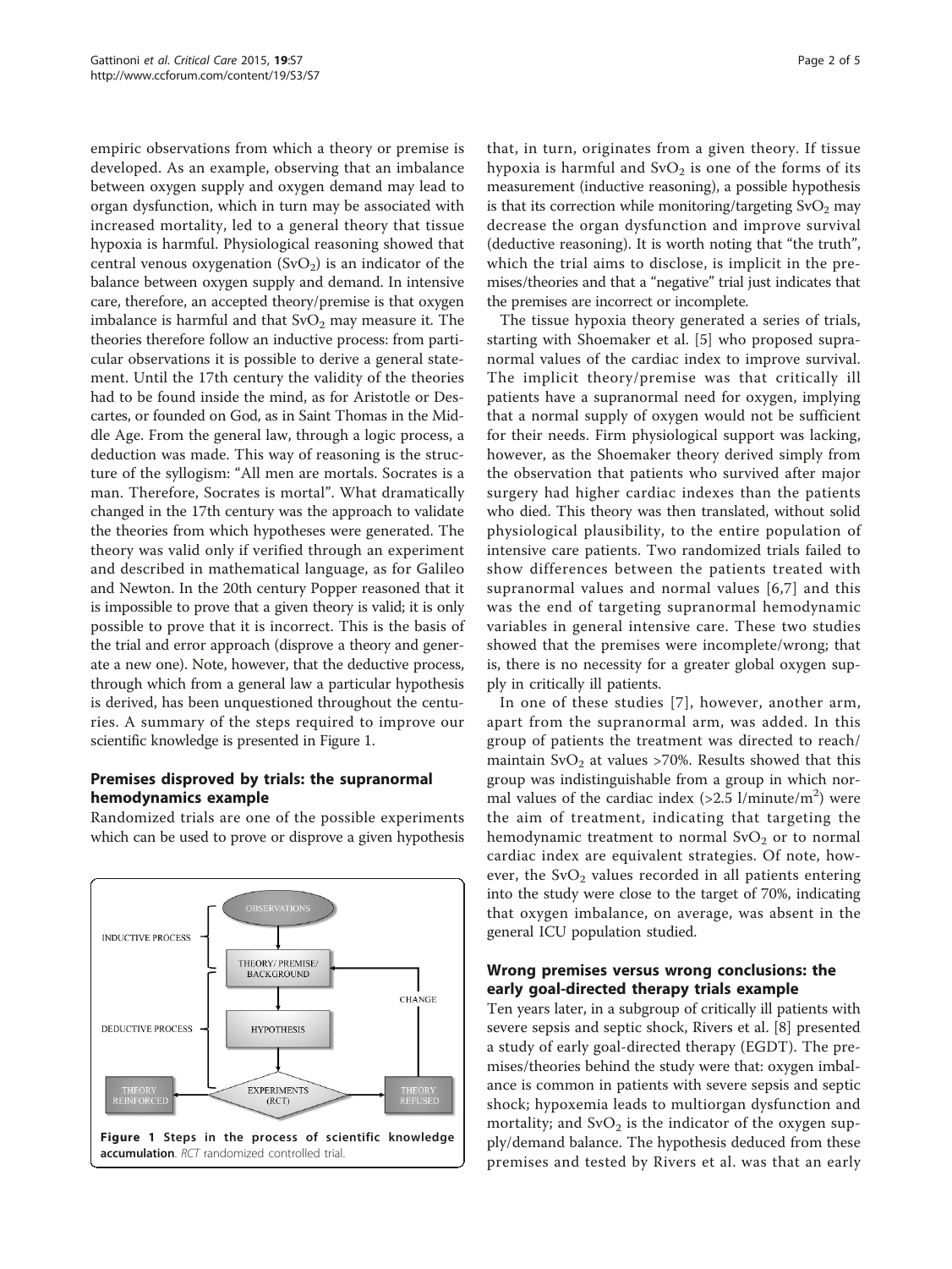empiric observations from which a theory or premise is developed. As an example, observing that an imbalance between oxygen supply and oxygen demand may lead to organ dysfunction, which in turn may be associated with increased mortality, led to a general theory that tissue hypoxia is harmful. Physiological reasoning showed that central venous oxygenation ($SvO_2$) is an indicator of the balance between oxygen supply and demand. In intensive care, therefore, an accepted theory/premise is that oxygen imbalance is harmful and that $SvO_2$ may measure it. The theories therefore follow an inductive process: from particular observations it is possible to derive a general statement. Until the 17th century the validity of the theories had to be found inside the mind, as for Aristotle or Descartes, or founded on God, as in Saint Thomas in the Middle Age. From the general law, through a logic process, a deduction was made. This way of reasoning is the structure of the syllogism: "All men are mortals. Socrates is a man. Therefore, Socrates is mortal". What dramatically changed in the 17th century was the approach to validate the theories from which hypotheses were generated. The theory was valid only if verified through an experiment and described in mathematical language, as for Galileo and Newton. In the 20th century Popper reasoned that it is impossible to prove that a given theory is valid; it is only possible to prove that it is incorrect. This is the basis of the trial and error approach (disprove a theory and generate a new one). Note, however, that the deductive process, through which from a general law a particular hypothesis is derived, has been unquestioned throughout the centuries. A summary of the steps required to improve our scientific knowledge is presented in Figure 1.

## Premises disproved by trials: the supranormal hemodynamics example

Randomized trials are one of the possible experiments which can be used to prove or disprove a given hypothesis that, in turn, originates from a given theory. If tissue hypoxia is harmful and $SvO_2$ is one of the forms of its measurement (inductive reasoning), a possible hypothesis is that its correction while monitoring/targeting $SvO_2$ may decrease the organ dysfunction and improve survival (deductive reasoning). It is worth noting that "the truth", which the trial aims to disclose, is implicit in the premises/theories and that a "negative" trial just indicates that the premises are incorrect or incomplete.

**Figure 1 Steps in the process of scientific knowledge accumulation**. *RCT* randomized controlled trial.

The tissue hypoxia theory generated a series of trials, starting with Shoemaker et al. [5] who proposed supranormal values of the cardiac index to improve survival. The implicit theory/premise was that critically ill patients have a supranormal need for oxygen, implying that a normal supply of oxygen would not be sufficient for their needs. Firm physiological support was lacking, however, as the Shoemaker theory derived simply from the observation that patients who survived after major surgery had higher cardiac indexes than the patients who died. This theory was then translated, without solid physiological plausibility, to the entire population of intensive care patients. Two randomized trials failed to show differences between the patients treated with supranormal values and normal values [6,7] and this was the end of targeting supranormal hemodynamic variables in general intensive care. These two studies showed that the premises were incomplete/wrong; that is, there is no necessity for a greater global oxygen supply in critically ill patients.

In one of these studies [7], however, another arm, apart from the supranormal arm, was added. In this group of patients the treatment was directed to reach/maintain $SvO_2$ at values >70%. Results showed that this group was indistinguishable from a group in which normal values of the cardiac index (>2.5 l/minute/m$^2$) were the aim of treatment, indicating that targeting the hemodynamic treatment to normal $SvO_2$ or to normal cardiac index are equivalent strategies. Of note, however, the $SvO_2$ values recorded in all patients entering into the study were close to the target of 70%, indicating that oxygen imbalance, on average, was absent in the general ICU population studied.

## Wrong premises versus wrong conclusions: the early goal-directed therapy trials example

Ten years later, in a subgroup of critically ill patients with severe sepsis and septic shock, Rivers et al. [8] presented a study of early goal-directed therapy (EGDT). The premises/theories behind the study were that: oxygen imbalance is common in patients with severe sepsis and septic shock; hypoxemia leads to multiorgan dysfunction and mortality; and $SvO_2$ is the indicator of the oxygen supply/demand balance. The hypothesis deduced from these premises and tested by Rivers et al. was that an early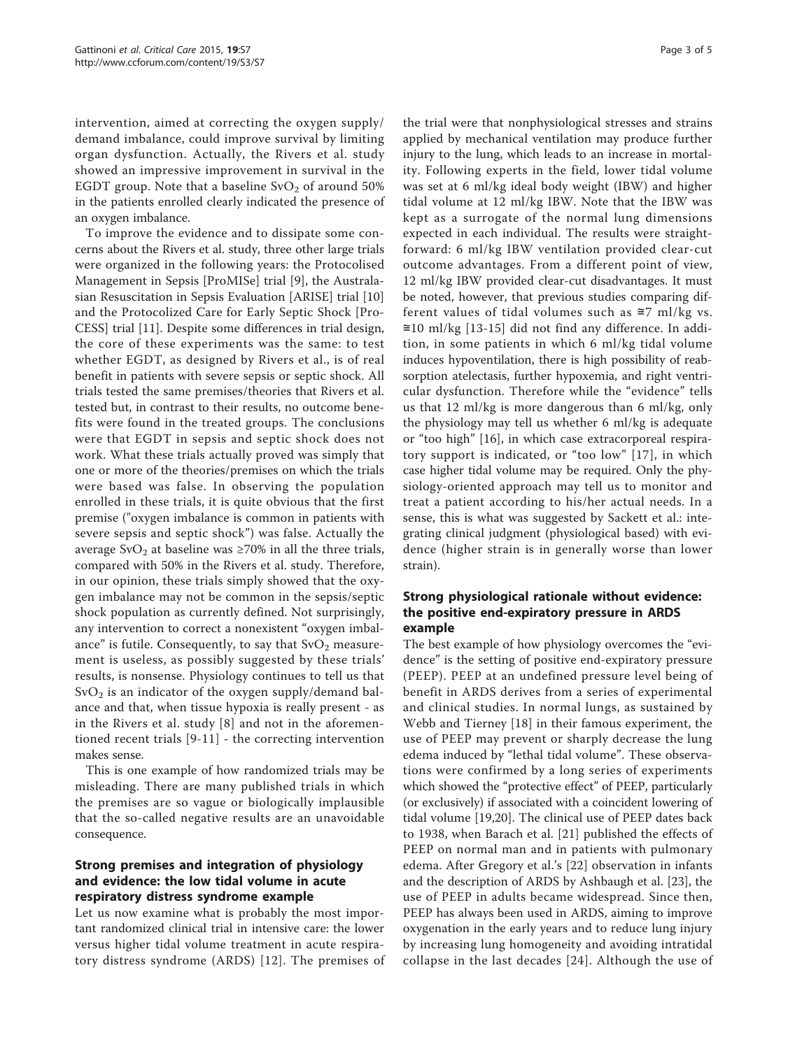intervention, aimed at correcting the oxygen supply/demand imbalance, could improve survival by limiting organ dysfunction. Actually, the Rivers et al. study showed an impressive improvement in survival in the EGDT group. Note that a baseline $SvO_2$ of around 50% in the patients enrolled clearly indicated the presence of an oxygen imbalance.

To improve the evidence and to dissipate some concerns about the Rivers et al. study, three other large trials were organized in the following years: the Protocolised Management in Sepsis [ProMISe] trial [9], the Australasian Resuscitation in Sepsis Evaluation [ARISE] trial [10] and the Protocolized Care for Early Septic Shock [ProCESS] trial [11]. Despite some differences in trial design, the core of these experiments was the same: to test whether EGDT, as designed by Rivers et al., is of real benefit in patients with severe sepsis or septic shock. All trials tested the same premises/theories that Rivers et al. tested but, in contrast to their results, no outcome benefits were found in the treated groups. The conclusions were that EGDT in sepsis and septic shock does not work. What these trials actually proved was simply that one or more of the theories/premises on which the trials were based was false. In observing the population enrolled in these trials, it is quite obvious that the first premise ("oxygen imbalance is common in patients with severe sepsis and septic shock") was false. Actually the average $SvO_2$ at baseline was ≥70% in all the three trials, compared with 50% in the Rivers et al. study. Therefore, in our opinion, these trials simply showed that the oxygen imbalance may not be common in the sepsis/septic shock population as currently defined. Not surprisingly, any intervention to correct a nonexistent "oxygen imbalance" is futile. Consequently, to say that $SvO_2$ measurement is useless, as possibly suggested by these trials' results, is nonsense. Physiology continues to tell us that $SvO_2$ is an indicator of the oxygen supply/demand balance and that, when tissue hypoxia is really present - as in the Rivers et al. study [8] and not in the aforementioned recent trials [9-11] - the correcting intervention makes sense.

This is one example of how randomized trials may be misleading. There are many published trials in which the premises are so vague or biologically implausible that the so-called negative results are an unavoidable consequence.

## Strong premises and integration of physiology and evidence: the low tidal volume in acute respiratory distress syndrome example

Let us now examine what is probably the most important randomized clinical trial in intensive care: the lower versus higher tidal volume treatment in acute respiratory distress syndrome (ARDS) [12]. The premises of the trial were that nonphysiological stresses and strains applied by mechanical ventilation may produce further injury to the lung, which leads to an increase in mortality. Following experts in the field, lower tidal volume was set at 6 ml/kg ideal body weight (IBW) and higher tidal volume at 12 ml/kg IBW. Note that the IBW was kept as a surrogate of the normal lung dimensions expected in each individual. The results were straightforward: 6 ml/kg IBW ventilation provided clear-cut outcome advantages. From a different point of view, 12 ml/kg IBW provided clear-cut disadvantages. It must be noted, however, that previous studies comparing different values of tidal volumes such as ≅7 ml/kg vs. ≅10 ml/kg [13-15] did not find any difference. In addition, in some patients in which 6 ml/kg tidal volume induces hypoventilation, there is high possibility of reabsorption atelectasis, further hypoxemia, and right ventricular dysfunction. Therefore while the "evidence" tells us that 12 ml/kg is more dangerous than 6 ml/kg, only the physiology may tell us whether 6 ml/kg is adequate or "too high" [16], in which case extracorporeal respiratory support is indicated, or "too low" [17], in which case higher tidal volume may be required. Only the physiology-oriented approach may tell us to monitor and treat a patient according to his/her actual needs. In a sense, this is what was suggested by Sackett et al.: integrating clinical judgment (physiological based) with evidence (higher strain is in generally worse than lower strain).

## Strong physiological rationale without evidence: the positive end-expiratory pressure in ARDS example

The best example of how physiology overcomes the "evidence" is the setting of positive end-expiratory pressure (PEEP). PEEP at an undefined pressure level being of benefit in ARDS derives from a series of experimental and clinical studies. In normal lungs, as sustained by Webb and Tierney [18] in their famous experiment, the use of PEEP may prevent or sharply decrease the lung edema induced by "lethal tidal volume". These observations were confirmed by a long series of experiments which showed the "protective effect" of PEEP, particularly (or exclusively) if associated with a coincident lowering of tidal volume [19,20]. The clinical use of PEEP dates back to 1938, when Barach et al. [21] published the effects of PEEP on normal man and in patients with pulmonary edema. After Gregory et al.'s [22] observation in infants and the description of ARDS by Ashbaugh et al. [23], the use of PEEP in adults became widespread. Since then, PEEP has always been used in ARDS, aiming to improve oxygenation in the early years and to reduce lung injury by increasing lung homogeneity and avoiding intratidal collapse in the last decades [24]. Although the use of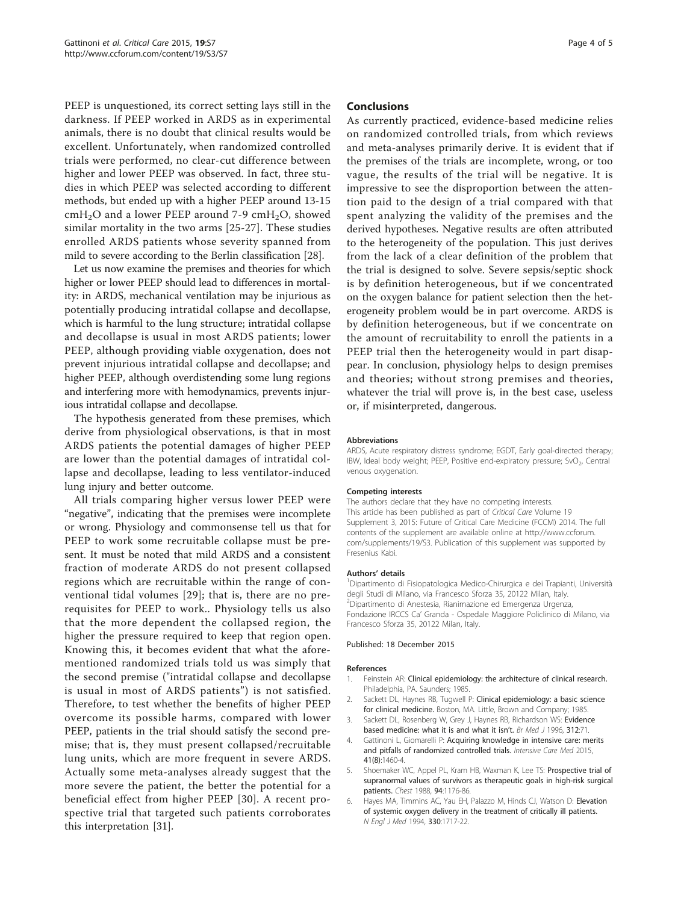PEEP is unquestioned, its correct setting lays still in the darkness. If PEEP worked in ARDS as in experimental animals, there is no doubt that clinical results would be excellent. Unfortunately, when randomized controlled trials were performed, no clear-cut difference between higher and lower PEEP was observed. In fact, three studies in which PEEP was selected according to different methods, but ended up with a higher PEEP around 13-15 $cmH_2O$ and a lower PEEP around 7-9 $cmH_2O$, showed similar mortality in the two arms [25-27]. These studies enrolled ARDS patients whose severity spanned from mild to severe according to the Berlin classification [28].

Let us now examine the premises and theories for which higher or lower PEEP should lead to differences in mortality: in ARDS, mechanical ventilation may be injurious as potentially producing intratidal collapse and decollapse, which is harmful to the lung structure; intratidal collapse and decollapse is usual in most ARDS patients; lower PEEP, although providing viable oxygenation, does not prevent injurious intratidal collapse and decollapse; and higher PEEP, although overdistending some lung regions and interfering more with hemodynamics, prevents injurious intratidal collapse and decollapse.

The hypothesis generated from these premises, which derive from physiological observations, is that in most ARDS patients the potential damages of higher PEEP are lower than the potential damages of intratidal collapse and decollapse, leading to less ventilator-induced lung injury and better outcome.

All trials comparing higher versus lower PEEP were "negative", indicating that the premises were incomplete or wrong. Physiology and commonsense tell us that for PEEP to work some recruitable collapse must be present. It must be noted that mild ARDS and a consistent fraction of moderate ARDS do not present collapsed regions which are recruitable within the range of conventional tidal volumes [29]; that is, there are no prerequisites for PEEP to work.. Physiology tells us also that the more dependent the collapsed region, the higher the pressure required to keep that region open. Knowing this, it becomes evident that what the aforementioned randomized trials told us was simply that the second premise ("intratidal collapse and decollapse is usual in most of ARDS patients") is not satisfied. Therefore, to test whether the benefits of higher PEEP overcome its possible harms, compared with lower PEEP, patients in the trial should satisfy the second premise; that is, they must present collapsed/recruitable lung units, which are more frequent in severe ARDS. Actually some meta-analyses already suggest that the more severe the patient, the better the potential for a beneficial effect from higher PEEP [30]. A recent prospective trial that targeted such patients corroborates this interpretation [31].

## Conclusions

As currently practiced, evidence-based medicine relies on randomized controlled trials, from which reviews and meta-analyses primarily derive. It is evident that if the premises of the trials are incomplete, wrong, or too vague, the results of the trial will be negative. It is impressive to see the disproportion between the attention paid to the design of a trial compared with that spent analyzing the validity of the premises and the derived hypotheses. Negative results are often attributed to the heterogeneity of the population. This just derives from the lack of a clear definition of the problem that the trial is designed to solve. Severe sepsis/septic shock is by definition heterogeneous, but if we concentrated on the oxygen balance for patient selection then the heterogeneity problem would be in part overcome. ARDS is by definition heterogeneous, but if we concentrate on the amount of recruitability to enroll the patients in a PEEP trial then the heterogeneity would in part disappear. In conclusion, physiology helps to design premises and theories; without strong premises and theories, whatever the trial will prove is, in the best case, useless or, if misinterpreted, dangerous.

#### Abbreviations

ARDS, Acute respiratory distress syndrome; EGDT, Early goal-directed therapy; IBW, Ideal body weight; PEEP, Positive end-expiratory pressure; $SvO_2$, Central venous oxygenation.

#### Competing interests

The authors declare that they have no competing interests.
This article has been published as part of *Critical Care* Volume 19 Supplement 3, 2015: Future of Critical Care Medicine (FCCM) 2014. The full contents of the supplement are available online at http://www.ccforum.com/supplements/19/S3. Publication of this supplement was supported by Fresenius Kabi.

#### Authors' details

[1]Dipartimento di Fisiopatologica Medico-Chirurgica e dei Trapianti, Università degli Studi di Milano, via Francesco Sforza 35, 20122 Milan, Italy. [2]Dipartimento di Anestesia, Rianimazione ed Emergenza Urgenza, Fondazione IRCCS Ca' Granda - Ospedale Maggiore Policlinico di Milano, via Francesco Sforza 35, 20122 Milan, Italy.

Published: 18 December 2015

#### References

1. Feinstein AR: **Clinical epidemiology: the architecture of clinical research.** Philadelphia, PA. Saunders; 1985.
2. Sackett DL, Haynes RB, Tugwell P: **Clinical epidemiology: a basic science for clinical medicine.** Boston, MA. Little, Brown and Company; 1985.
3. Sackett DL, Rosenberg W, Grey J, Haynes RB, Richardson WS: **Evidence based medicine: what it is and what it isn't.** *Br Med J* 1996, **312**:71.
4. Gattinoni L, Giomarelli P: **Acquiring knowledge in intensive care: merits and pitfalls of randomized controlled trials.** *Intensive Care Med* 2015, **41(8)**:1460-4.
5. Shoemaker WC, Appel PL, Kram HB, Waxman K, Lee TS: **Prospective trial of supranormal values of survivors as therapeutic goals in high-risk surgical patients.** *Chest* 1988, **94**:1176-86.
6. Hayes MA, Timmins AC, Yau EH, Palazzo M, Hinds CJ, Watson D: **Elevation of systemic oxygen delivery in the treatment of critically ill patients.** *N Engl J Med* 1994, **330**:1717-22.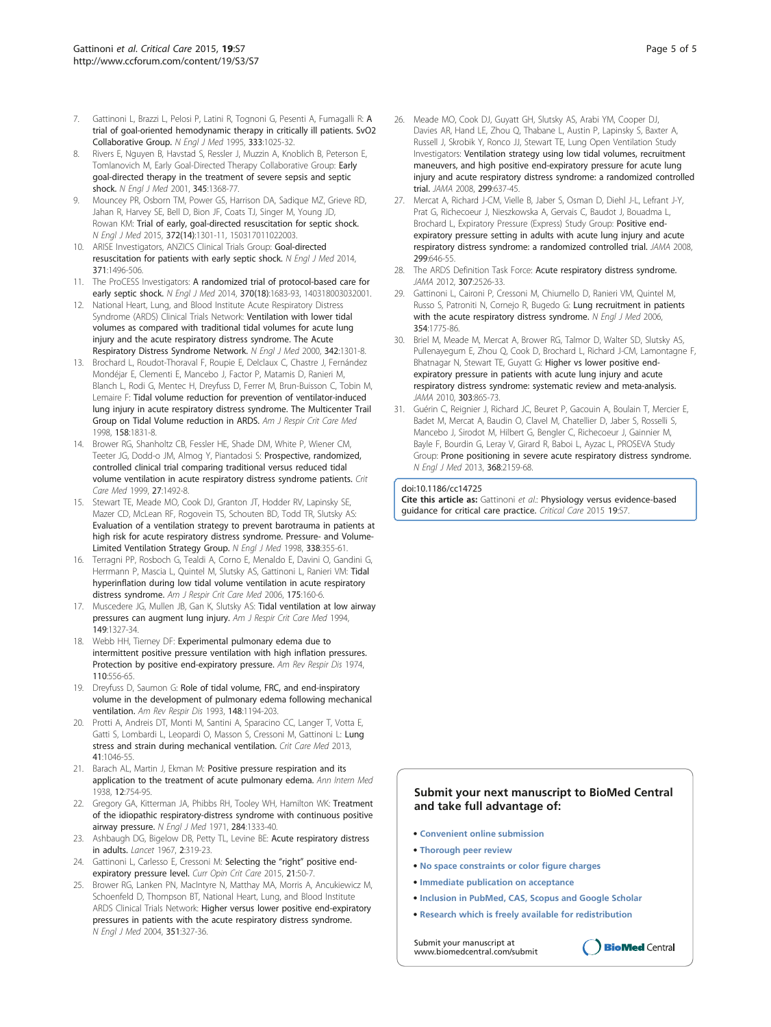7. Gattinoni L, Brazzi L, Pelosi P, Latini R, Tognoni G, Pesenti A, Fumagalli R: **A trial of goal-oriented hemodynamic therapy in critically ill patients. SvO2 Collaborative Group.** *N Engl J Med* 1995, **333**:1025-32.
8. Rivers E, Nguyen B, Havstad S, Ressler J, Muzzin A, Knoblich B, Peterson E, Tomlanovich M, Early Goal-Directed Therapy Collaborative Group: **Early goal-directed therapy in the treatment of severe sepsis and septic shock.** *N Engl J Med* 2001, **345**:1368-77.
9. Mouncey PR, Osborn TM, Power GS, Harrison DA, Sadique MZ, Grieve RD, Jahan R, Harvey SE, Bell D, Bion JF, Coats TJ, Singer M, Young JD, Rowan KM: **Trial of early, goal-directed resuscitation for septic shock.** *N Engl J Med* 2015, **372(14)**:1301-11, 150317011022003.
10. ARISE Investigators, ANZICS Clinical Trials Group: **Goal-directed resuscitation for patients with early septic shock.** *N Engl J Med* 2014, **371**:1496-506.
11. The ProCESS Investigators: **A randomized trial of protocol-based care for early septic shock.** *N Engl J Med* 2014, **370(18)**:1683-93, 140318003032001.
12. National Heart, Lung, and Blood Institute Acute Respiratory Distress Syndrome (ARDS) Clinical Trials Network: **Ventilation with lower tidal volumes as compared with traditional tidal volumes for acute lung injury and the acute respiratory distress syndrome. The Acute Respiratory Distress Syndrome Network.** *N Engl J Med* 2000, **342**:1301-8.
13. Brochard L, Roudot-Thoraval F, Roupie E, Delclaux C, Chastre J, Fernández Mondéjar E, Clementi E, Mancebo J, Factor P, Matamis D, Ranieri M, Blanch L, Rodi G, Mentec H, Dreyfuss D, Ferrer M, Brun-Buisson C, Tobin M, Lemaire F: **Tidal volume reduction for prevention of ventilator-induced lung injury in acute respiratory distress syndrome. The Multicenter Trail Group on Tidal Volume reduction in ARDS.** *Am J Respir Crit Care Med* 1998, **158**:1831-8.
14. Brower RG, Shanholtz CB, Fessler HE, Shade DM, White P, Wiener CM, Teeter JG, Dodd-o JM, Almog Y, Piantadosi S: **Prospective, randomized, controlled clinical trial comparing traditional versus reduced tidal volume ventilation in acute respiratory distress syndrome patients.** *Crit Care Med* 1999, **27**:1492-8.
15. Stewart TE, Meade MO, Cook DJ, Granton JT, Hodder RV, Lapinsky SE, Mazer CD, McLean RF, Rogovein TS, Schouten BD, Todd TR, Slutsky AS: **Evaluation of a ventilation strategy to prevent barotrauma in patients at high risk for acute respiratory distress syndrome. Pressure- and Volume-Limited Ventilation Strategy Group.** *N Engl J Med* 1998, **338**:355-61.
16. Terragni PP, Rosboch G, Tealdi A, Corno E, Menaldo E, Davini O, Gandini G, Herrmann P, Mascia L, Quintel M, Slutsky AS, Gattinoni L, Ranieri VM: **Tidal hyperinflation during low tidal volume ventilation in acute respiratory distress syndrome.** *Am J Respir Crit Care Med* 2006, **175**:160-6.
17. Muscedere JG, Mullen JB, Gan K, Slutsky AS: **Tidal ventilation at low airway pressures can augment lung injury.** *Am J Respir Crit Care Med* 1994, **149**:1327-34.
18. Webb HH, Tierney DF: **Experimental pulmonary edema due to intermittent positive pressure ventilation with high inflation pressures. Protection by positive end-expiratory pressure.** *Am Rev Respir Dis* 1974, **110**:556-65.
19. Dreyfuss D, Saumon G: **Role of tidal volume, FRC, and end-inspiratory volume in the development of pulmonary edema following mechanical ventilation.** *Am Rev Respir Dis* 1993, **148**:1194-203.
20. Protti A, Andreis DT, Monti M, Santini A, Sparacino CC, Langer T, Votta E, Gatti S, Lombardi L, Leopardi O, Masson S, Cressoni M, Gattinoni L: **Lung stress and strain during mechanical ventilation.** *Crit Care Med* 2013, **41**:1046-55.
21. Barach AL, Martin J, Ekman M: **Positive pressure respiration and its application to the treatment of acute pulmonary edema.** *Ann Intern Med* 1938, **12**:754-95.
22. Gregory GA, Kitterman JA, Phibbs RH, Tooley WH, Hamilton WK: **Treatment of the idiopathic respiratory-distress syndrome with continuous positive airway pressure.** *N Engl J Med* 1971, **284**:1333-40.
23. Ashbaugh DG, Bigelow DB, Petty TL, Levine BE: **Acute respiratory distress in adults.** *Lancet* 1967, **2**:319-23.
24. Gattinoni L, Carlesso E, Cressoni M: **Selecting the "right" positive end-expiratory pressure level.** *Curr Opin Crit Care* 2015, **21**:50-7.
25. Brower RG, Lanken PN, MacIntyre N, Matthay MA, Morris A, Ancukiewicz M, Schoenfeld D, Thompson BT, National Heart, Lung, and Blood Institute ARDS Clinical Trials Network: **Higher versus lower positive end-expiratory pressures in patients with the acute respiratory distress syndrome.** *N Engl J Med* 2004, **351**:327-36.
26. Meade MO, Cook DJ, Guyatt GH, Slutsky AS, Arabi YM, Cooper DJ, Davies AR, Hand LE, Zhou Q, Thabane L, Austin P, Lapinsky S, Baxter A, Russell J, Skrobik Y, Ronco JJ, Stewart TE, Lung Open Ventilation Study Investigators: **Ventilation strategy using low tidal volumes, recruitment maneuvers, and high positive end-expiratory pressure for acute lung injury and acute respiratory distress syndrome: a randomized controlled trial.** *JAMA* 2008, **299**:637-45.
27. Mercat A, Richard J-CM, Vielle B, Jaber S, Osman D, Diehl J-L, Lefrant J-Y, Prat G, Richecoeur J, Nieszkowska A, Gervais C, Baudot J, Bouadma L, Brochard L, Expiratory Pressure (Express) Study Group: **Positive end-expiratory pressure setting in adults with acute lung injury and acute respiratory distress syndrome: a randomized controlled trial.** *JAMA* 2008, **299**:646-55.
28. The ARDS Definition Task Force: **Acute respiratory distress syndrome.** *JAMA* 2012, **307**:2526-33.
29. Gattinoni L, Caironi P, Cressoni M, Chiumello D, Ranieri VM, Quintel M, Russo S, Patroniti N, Cornejo R, Bugedo G: **Lung recruitment in patients with the acute respiratory distress syndrome.** *N Engl J Med* 2006, **354**:1775-86.
30. Briel M, Meade M, Mercat A, Brower RG, Talmor D, Walter SD, Slutsky AS, Pullenayegum E, Zhou Q, Cook D, Brochard L, Richard J-CM, Lamontagne F, Bhatnagar N, Stewart TE, Guyatt G: **Higher vs lower positive end-expiratory pressure in patients with acute lung injury and acute respiratory distress syndrome: systematic review and meta-analysis.** *JAMA* 2010, **303**:865-73.
31. Guérin C, Reignier J, Richard JC, Beuret P, Gacouin A, Boulain T, Mercier E, Badet M, Mercat A, Baudin O, Clavel M, Chatellier D, Jaber S, Rosselli S, Mancebo J, Sirodot M, Hilbert G, Bengler C, Richecoeur J, Gainnier M, Bayle F, Bourdin G, Leray V, Girard R, Baboi L, Ayzac L, PROSEVA Study Group: **Prone positioning in severe acute respiratory distress syndrome.** *N Engl J Med* 2013, **368**:2159-68.

doi:10.1186/cc14725
**Cite this article as:** Gattinoni *et al.*: Physiology versus evidence-based guidance for critical care practice. *Critical Care* 2015 19:S7.

**Submit your next manuscript to BioMed Central and take full advantage of:**

- Convenient online submission
- Thorough peer review
- No space constraints or color figure charges
- Immediate publication on acceptance
- Inclusion in PubMed, CAS, Scopus and Google Scholar
- Research which is freely available for redistribution

Submit your manuscript at
www.biomedcentral.com/submit

BioMed Central